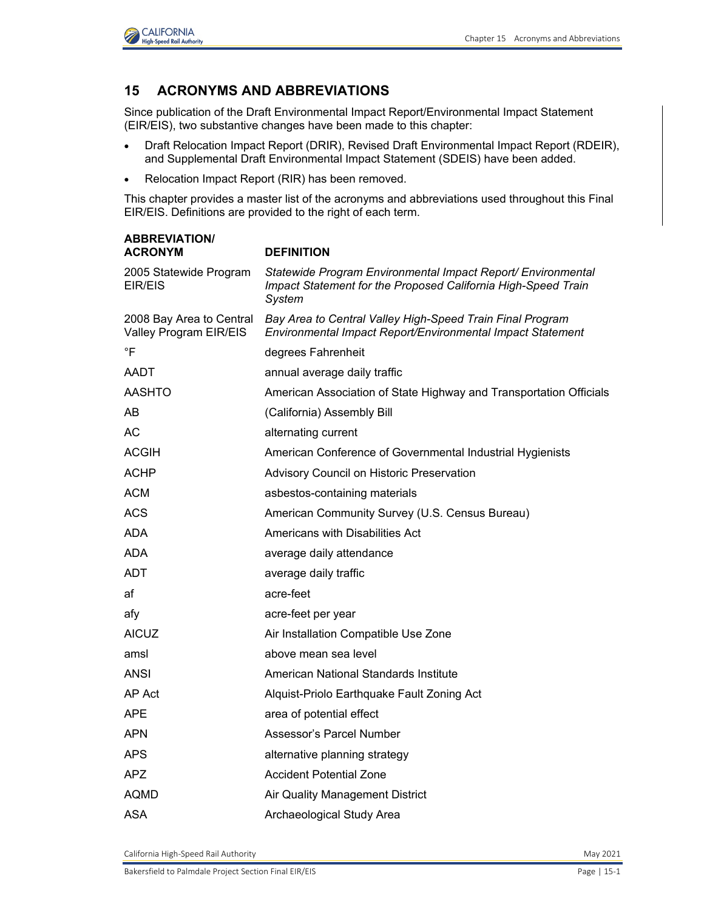# 15 ACRONYMS AND ABBREVIATIONS

Since publication of the Draft Environmental Impact Report/Environmental Impact Statement (EIR/EIS), two substantive changes have been made to this chapter:

- Draft Relocation Impact Report (DRIR), Revised Draft Environmental Impact Report (RDEIR), and Supplemental Draft Environmental Impact Statement (SDEIS) have been added.
- Relocation Impact Report (RIR) has been removed.

This chapter provides a master list of the acronyms and abbreviations used throughout this Final EIR/EIS. Definitions are provided to the right of each term.

| ABBREVIATION/ ACRONYM | DEFINITION |
|---|---|
| 2005 Statewide Program EIR/EIS | *Statewide Program Environmental Impact Report/ Environmental Impact Statement for the Proposed California High-Speed Train System* |
| 2008 Bay Area to Central Valley Program EIR/EIS | *Bay Area to Central Valley High-Speed Train Final Program Environmental Impact Report/Environmental Impact Statement* |
| °F | degrees Fahrenheit |
| AADT | annual average daily traffic |
| AASHTO | American Association of State Highway and Transportation Officials |
| AB | (California) Assembly Bill |
| AC | alternating current |
| ACGIH | American Conference of Governmental Industrial Hygienists |
| ACHP | Advisory Council on Historic Preservation |
| ACM | asbestos-containing materials |
| ACS | American Community Survey (U.S. Census Bureau) |
| ADA | Americans with Disabilities Act |
| ADA | average daily attendance |
| ADT | average daily traffic |
| af | acre-feet |
| afy | acre-feet per year |
| AICUZ | Air Installation Compatible Use Zone |
| amsl | above mean sea level |
| ANSI | American National Standards Institute |
| AP Act | Alquist-Priolo Earthquake Fault Zoning Act |
| APE | area of potential effect |
| APN | Assessor's Parcel Number |
| APS | alternative planning strategy |
| APZ | Accident Potential Zone |
| AQMD | Air Quality Management District |
| ASA | Archaeological Study Area |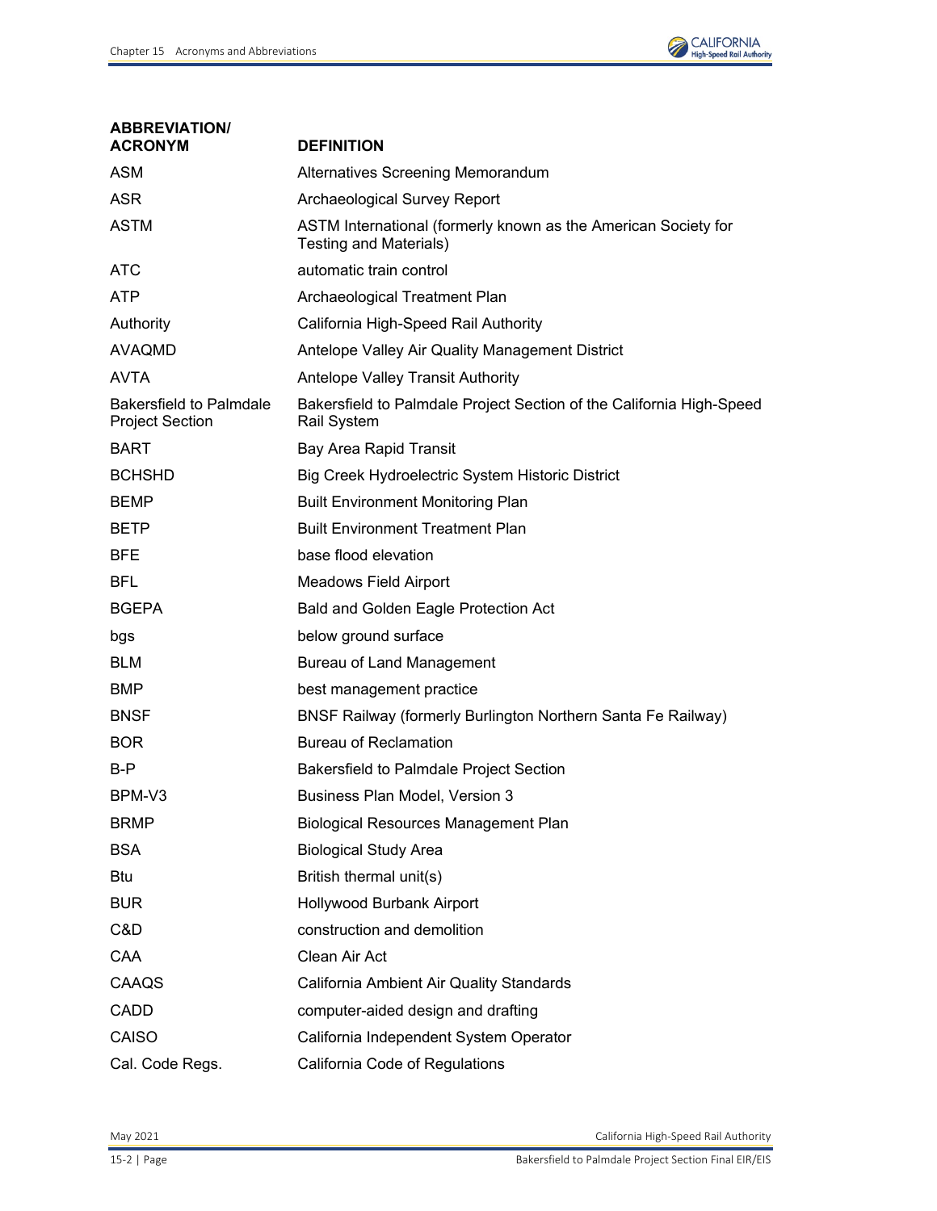| ABBREVIATION/ ACRONYM | DEFINITION |
|---|---|
| ASM | Alternatives Screening Memorandum |
| ASR | Archaeological Survey Report |
| ASTM | ASTM International (formerly known as the American Society for Testing and Materials) |
| ATC | automatic train control |
| ATP | Archaeological Treatment Plan |
| Authority | California High-Speed Rail Authority |
| AVAQMD | Antelope Valley Air Quality Management District |
| AVTA | Antelope Valley Transit Authority |
| Bakersfield to Palmdale Project Section | Bakersfield to Palmdale Project Section of the California High-Speed Rail System |
| BART | Bay Area Rapid Transit |
| BCHSHD | Big Creek Hydroelectric System Historic District |
| BEMP | Built Environment Monitoring Plan |
| BETP | Built Environment Treatment Plan |
| BFE | base flood elevation |
| BFL | Meadows Field Airport |
| BGEPA | Bald and Golden Eagle Protection Act |
| bgs | below ground surface |
| BLM | Bureau of Land Management |
| BMP | best management practice |
| BNSF | BNSF Railway (formerly Burlington Northern Santa Fe Railway) |
| BOR | Bureau of Reclamation |
| B-P | Bakersfield to Palmdale Project Section |
| BPM-V3 | Business Plan Model, Version 3 |
| BRMP | Biological Resources Management Plan |
| BSA | Biological Study Area |
| Btu | British thermal unit(s) |
| BUR | Hollywood Burbank Airport |
| C&D | construction and demolition |
| CAA | Clean Air Act |
| CAAQS | California Ambient Air Quality Standards |
| CADD | computer-aided design and drafting |
| CAISO | California Independent System Operator |
| Cal. Code Regs. | California Code of Regulations |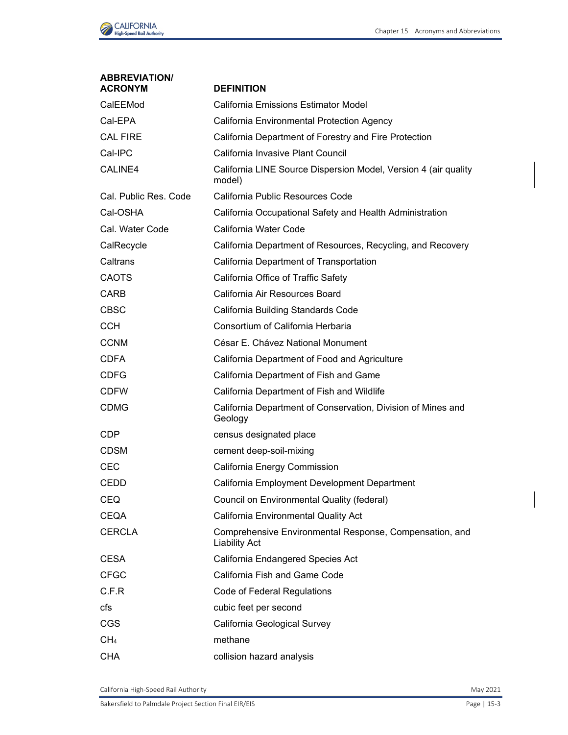| ABBREVIATION/ ACRONYM | DEFINITION |
| --- | --- |
| CalEEMod | California Emissions Estimator Model |
| Cal-EPA | California Environmental Protection Agency |
| CAL FIRE | California Department of Forestry and Fire Protection |
| Cal-IPC | California Invasive Plant Council |
| CALINE4 | California LINE Source Dispersion Model, Version 4 (air quality model) |
| Cal. Public Res. Code | California Public Resources Code |
| Cal-OSHA | California Occupational Safety and Health Administration |
| Cal. Water Code | California Water Code |
| CalRecycle | California Department of Resources, Recycling, and Recovery |
| Caltrans | California Department of Transportation |
| CAOTS | California Office of Traffic Safety |
| CARB | California Air Resources Board |
| CBSC | California Building Standards Code |
| CCH | Consortium of California Herbaria |
| CCNM | César E. Chávez National Monument |
| CDFA | California Department of Food and Agriculture |
| CDFG | California Department of Fish and Game |
| CDFW | California Department of Fish and Wildlife |
| CDMG | California Department of Conservation, Division of Mines and Geology |
| CDP | census designated place |
| CDSM | cement deep-soil-mixing |
| CEC | California Energy Commission |
| CEDD | California Employment Development Department |
| CEQ | Council on Environmental Quality (federal) |
| CEQA | California Environmental Quality Act |
| CERCLA | Comprehensive Environmental Response, Compensation, and Liability Act |
| CESA | California Endangered Species Act |
| CFGC | California Fish and Game Code |
| C.F.R | Code of Federal Regulations |
| cfs | cubic feet per second |
| CGS | California Geological Survey |
| $CH_4$ | methane |
| CHA | collision hazard analysis |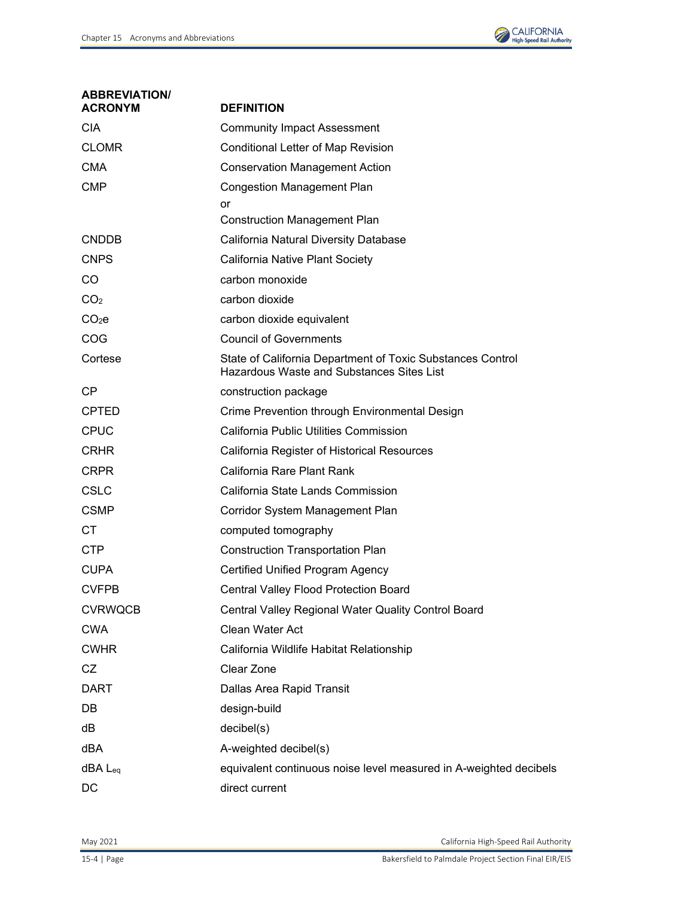| ABBREVIATION/ ACRONYM | DEFINITION |
|---|---|
| CIA | Community Impact Assessment |
| CLOMR | Conditional Letter of Map Revision |
| CMA | Conservation Management Action |
| CMP | Congestion Management Plan<br>or<br>Construction Management Plan |
| CNDDB | California Natural Diversity Database |
| CNPS | California Native Plant Society |
| CO | carbon monoxide |
| $CO_2$ | carbon dioxide |
| $CO_2e$ | carbon dioxide equivalent |
| COG | Council of Governments |
| Cortese | State of California Department of Toxic Substances Control Hazardous Waste and Substances Sites List |
| CP | construction package |
| CPTED | Crime Prevention through Environmental Design |
| CPUC | California Public Utilities Commission |
| CRHR | California Register of Historical Resources |
| CRPR | California Rare Plant Rank |
| CSLC | California State Lands Commission |
| CSMP | Corridor System Management Plan |
| CT | computed tomography |
| CTP | Construction Transportation Plan |
| CUPA | Certified Unified Program Agency |
| CVFPB | Central Valley Flood Protection Board |
| CVRWQCB | Central Valley Regional Water Quality Control Board |
| CWA | Clean Water Act |
| CWHR | California Wildlife Habitat Relationship |
| CZ | Clear Zone |
| DART | Dallas Area Rapid Transit |
| DB | design-build |
| dB | decibel(s) |
| dBA | A-weighted decibel(s) |
| dBA $L_{eq}$ | equivalent continuous noise level measured in A-weighted decibels |
| DC | direct current |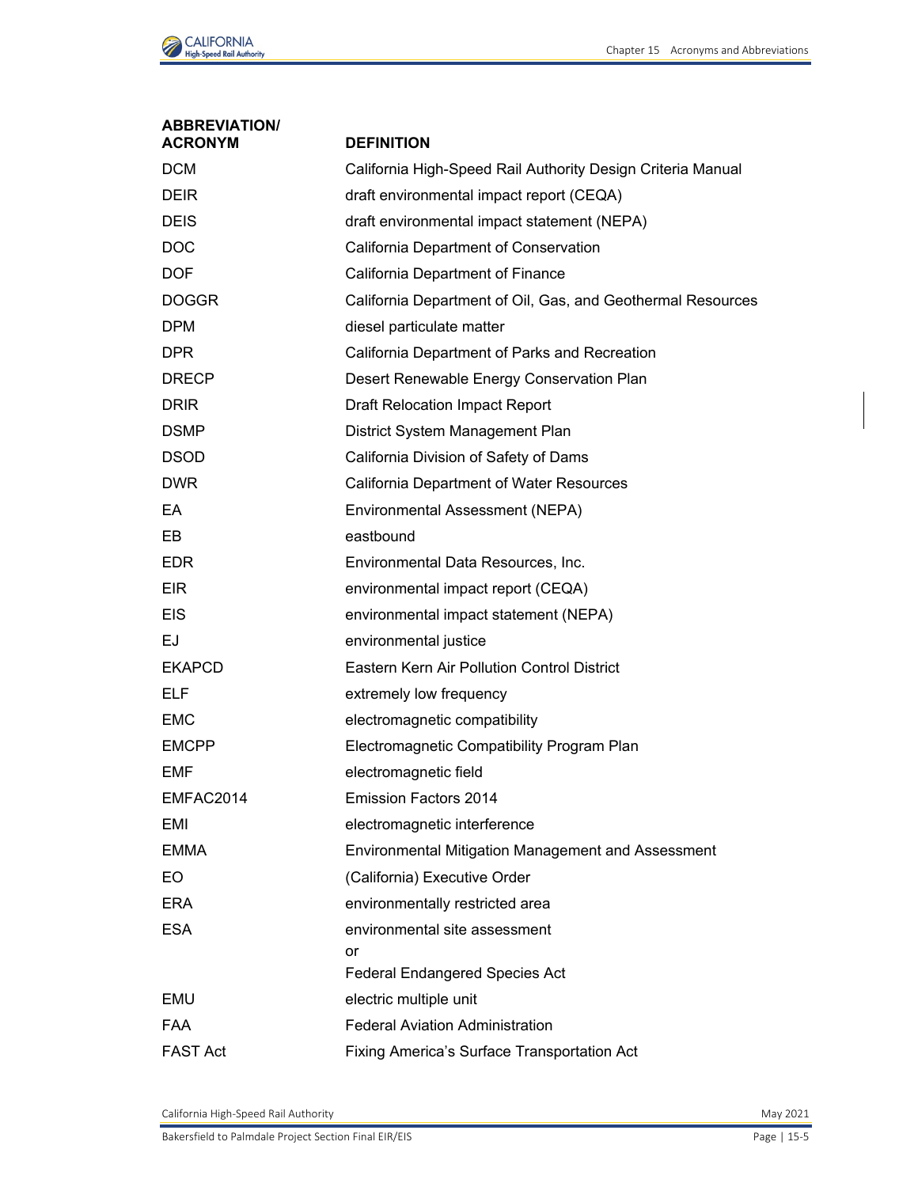| ABBREVIATION/ ACRONYM | DEFINITION |
|---|---|
| DCM | California High-Speed Rail Authority Design Criteria Manual |
| DEIR | draft environmental impact report (CEQA) |
| DEIS | draft environmental impact statement (NEPA) |
| DOC | California Department of Conservation |
| DOF | California Department of Finance |
| DOGGR | California Department of Oil, Gas, and Geothermal Resources |
| DPM | diesel particulate matter |
| DPR | California Department of Parks and Recreation |
| DRECP | Desert Renewable Energy Conservation Plan |
| DRIR | Draft Relocation Impact Report |
| DSMP | District System Management Plan |
| DSOD | California Division of Safety of Dams |
| DWR | California Department of Water Resources |
| EA | Environmental Assessment (NEPA) |
| EB | eastbound |
| EDR | Environmental Data Resources, Inc. |
| EIR | environmental impact report (CEQA) |
| EIS | environmental impact statement (NEPA) |
| EJ | environmental justice |
| EKAPCD | Eastern Kern Air Pollution Control District |
| ELF | extremely low frequency |
| EMC | electromagnetic compatibility |
| EMCPP | Electromagnetic Compatibility Program Plan |
| EMF | electromagnetic field |
| EMFAC2014 | Emission Factors 2014 |
| EMI | electromagnetic interference |
| EMMA | Environmental Mitigation Management and Assessment |
| EO | (California) Executive Order |
| ERA | environmentally restricted area |
| ESA | environmental site assessment<br>or<br>Federal Endangered Species Act |
| EMU | electric multiple unit |
| FAA | Federal Aviation Administration |
| FAST Act | Fixing America's Surface Transportation Act |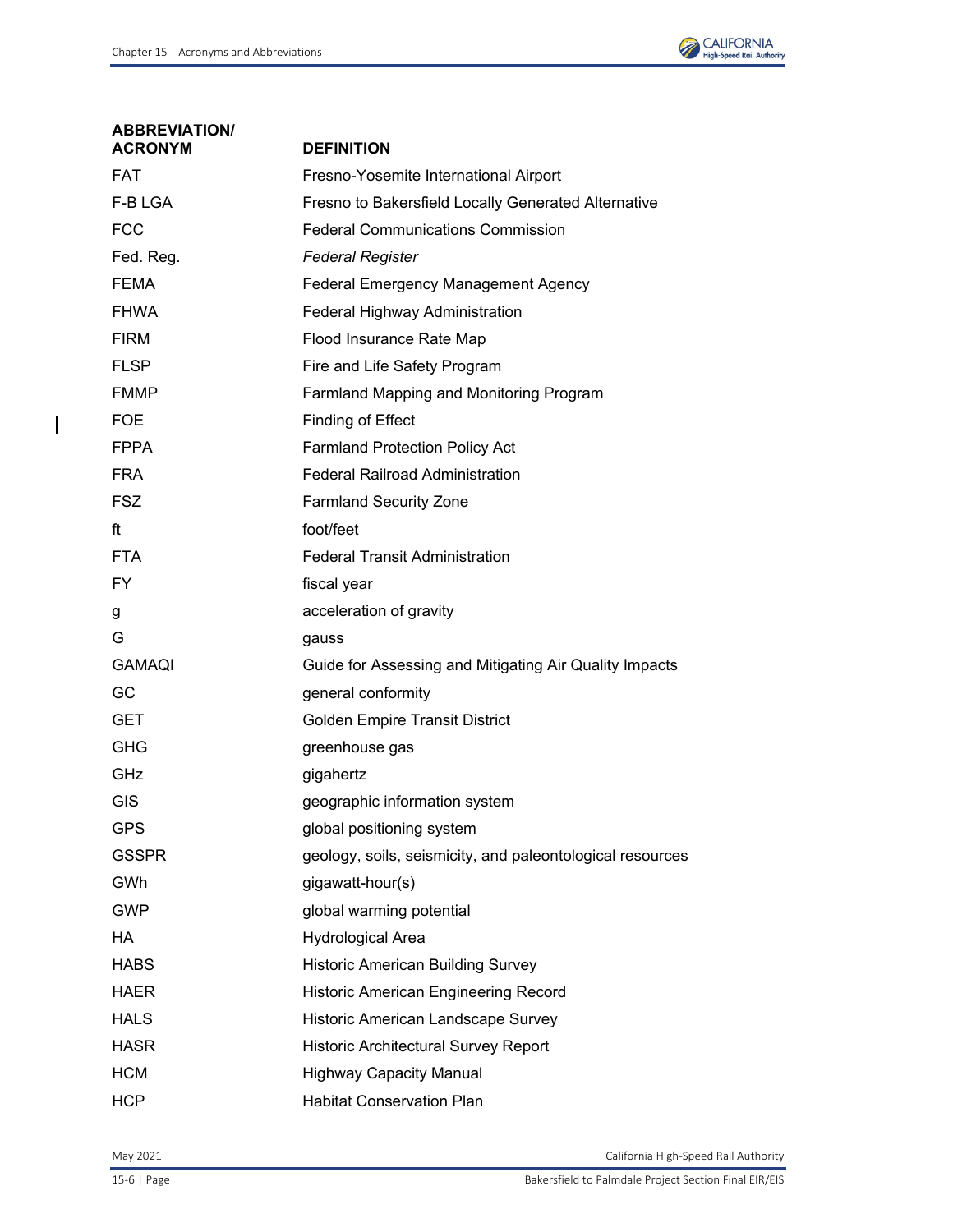| ABBREVIATION/ ACRONYM | DEFINITION |
|---|---|
| FAT | Fresno-Yosemite International Airport |
| F-B LGA | Fresno to Bakersfield Locally Generated Alternative |
| FCC | Federal Communications Commission |
| Fed. Reg. | *Federal Register* |
| FEMA | Federal Emergency Management Agency |
| FHWA | Federal Highway Administration |
| FIRM | Flood Insurance Rate Map |
| FLSP | Fire and Life Safety Program |
| FMMP | Farmland Mapping and Monitoring Program |
| FOE | Finding of Effect |
| FPPA | Farmland Protection Policy Act |
| FRA | Federal Railroad Administration |
| FSZ | Farmland Security Zone |
| ft | foot/feet |
| FTA | Federal Transit Administration |
| FY | fiscal year |
| g | acceleration of gravity |
| G | gauss |
| GAMAQI | Guide for Assessing and Mitigating Air Quality Impacts |
| GC | general conformity |
| GET | Golden Empire Transit District |
| GHG | greenhouse gas |
| GHz | gigahertz |
| GIS | geographic information system |
| GPS | global positioning system |
| GSSPR | geology, soils, seismicity, and paleontological resources |
| GWh | gigawatt-hour(s) |
| GWP | global warming potential |
| HA | Hydrological Area |
| HABS | Historic American Building Survey |
| HAER | Historic American Engineering Record |
| HALS | Historic American Landscape Survey |
| HASR | Historic Architectural Survey Report |
| HCM | Highway Capacity Manual |
| HCP | Habitat Conservation Plan |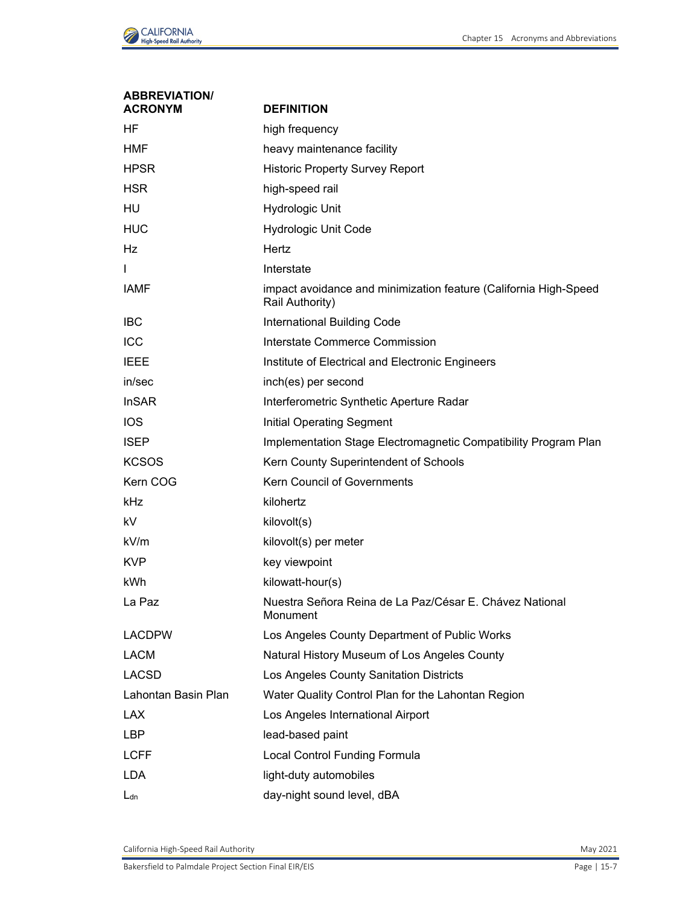| ABBREVIATION/ ACRONYM | DEFINITION |
|---|---|
| HF | high frequency |
| HMF | heavy maintenance facility |
| HPSR | Historic Property Survey Report |
| HSR | high-speed rail |
| HU | Hydrologic Unit |
| HUC | Hydrologic Unit Code |
| Hz | Hertz |
| I | Interstate |
| IAMF | impact avoidance and minimization feature (California High-Speed Rail Authority) |
| IBC | International Building Code |
| ICC | Interstate Commerce Commission |
| IEEE | Institute of Electrical and Electronic Engineers |
| in/sec | inch(es) per second |
| InSAR | Interferometric Synthetic Aperture Radar |
| IOS | Initial Operating Segment |
| ISEP | Implementation Stage Electromagnetic Compatibility Program Plan |
| KCSOS | Kern County Superintendent of Schools |
| Kern COG | Kern Council of Governments |
| kHz | kilohertz |
| kV | kilovolt(s) |
| kV/m | kilovolt(s) per meter |
| KVP | key viewpoint |
| kWh | kilowatt-hour(s) |
| La Paz | Nuestra Señora Reina de La Paz/César E. Chávez National Monument |
| LACDPW | Los Angeles County Department of Public Works |
| LACM | Natural History Museum of Los Angeles County |
| LACSD | Los Angeles County Sanitation Districts |
| Lahontan Basin Plan | Water Quality Control Plan for the Lahontan Region |
| LAX | Los Angeles International Airport |
| LBP | lead-based paint |
| LCFF | Local Control Funding Formula |
| LDA | light-duty automobiles |
| $L_{dn}$ | day-night sound level, dBA |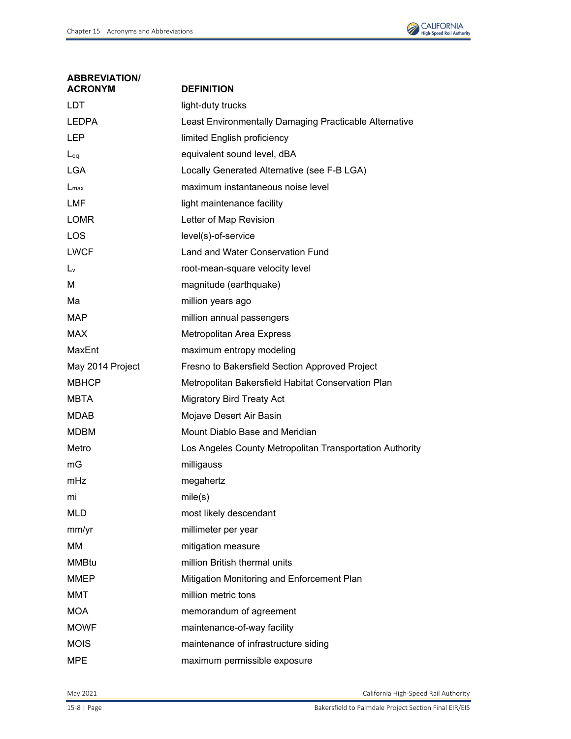| ABBREVIATION/ ACRONYM | DEFINITION |
| --- | --- |
| LDT | light-duty trucks |
| LEDPA | Least Environmentally Damaging Practicable Alternative |
| LEP | limited English proficiency |
| $L_{eq}$ | equivalent sound level, dBA |
| LGA | Locally Generated Alternative (see F-B LGA) |
| $L_{max}$ | maximum instantaneous noise level |
| LMF | light maintenance facility |
| LOMR | Letter of Map Revision |
| LOS | level(s)-of-service |
| LWCF | Land and Water Conservation Fund |
| $L_v$ | root-mean-square velocity level |
| M | magnitude (earthquake) |
| Ma | million years ago |
| MAP | million annual passengers |
| MAX | Metropolitan Area Express |
| MaxEnt | maximum entropy modeling |
| May 2014 Project | Fresno to Bakersfield Section Approved Project |
| MBHCP | Metropolitan Bakersfield Habitat Conservation Plan |
| MBTA | Migratory Bird Treaty Act |
| MDAB | Mojave Desert Air Basin |
| MDBM | Mount Diablo Base and Meridian |
| Metro | Los Angeles County Metropolitan Transportation Authority |
| mG | milligauss |
| mHz | megahertz |
| mi | mile(s) |
| MLD | most likely descendant |
| mm/yr | millimeter per year |
| MM | mitigation measure |
| MMBtu | million British thermal units |
| MMEP | Mitigation Monitoring and Enforcement Plan |
| MMT | million metric tons |
| MOA | memorandum of agreement |
| MOWF | maintenance-of-way facility |
| MOIS | maintenance of infrastructure siding |
| MPE | maximum permissible exposure |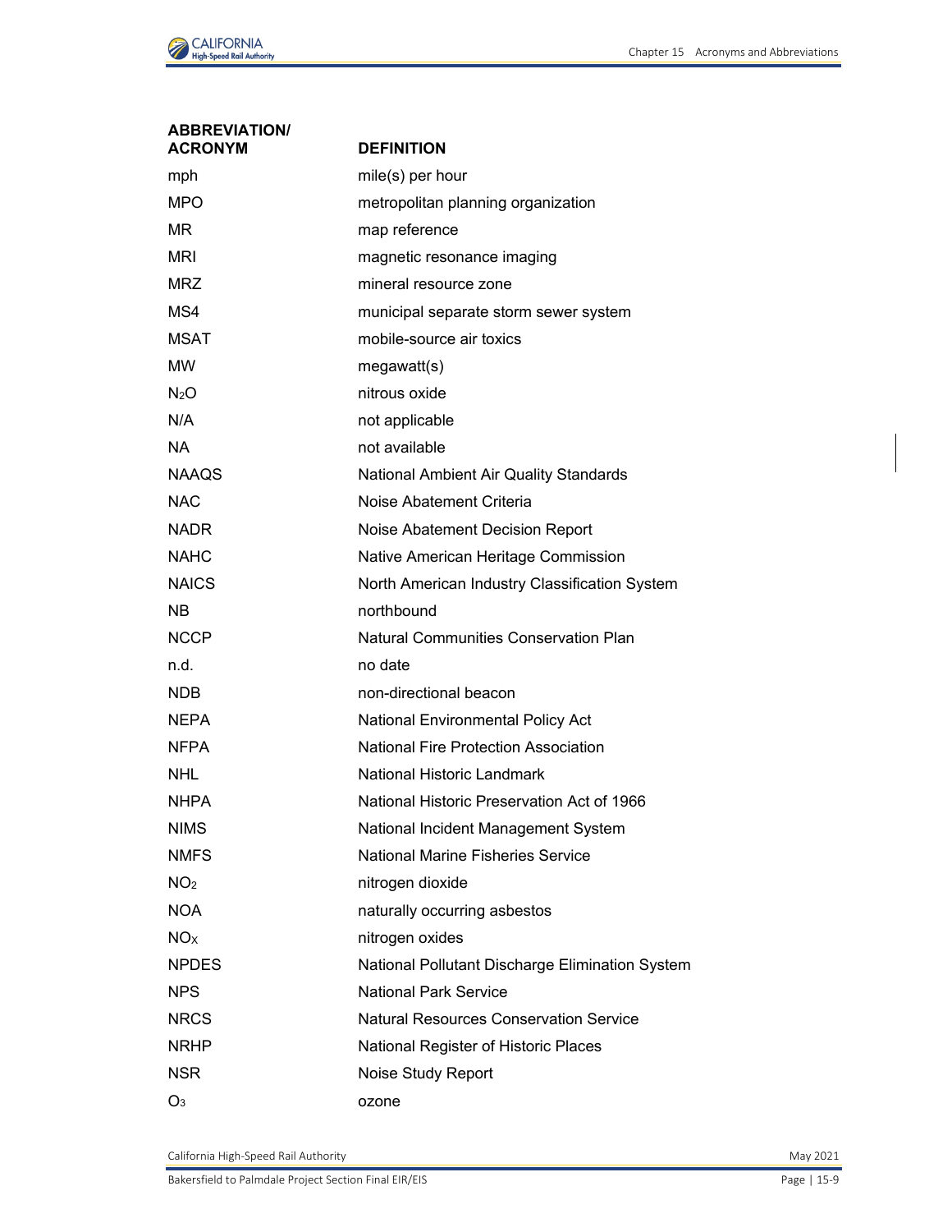| ABBREVIATION/ ACRONYM | DEFINITION |
|---|---|
| mph | mile(s) per hour |
| MPO | metropolitan planning organization |
| MR | map reference |
| MRI | magnetic resonance imaging |
| MRZ | mineral resource zone |
| MS4 | municipal separate storm sewer system |
| MSAT | mobile-source air toxics |
| MW | megawatt(s) |
| $N_2O$ | nitrous oxide |
| N/A | not applicable |
| NA | not available |
| NAAQS | National Ambient Air Quality Standards |
| NAC | Noise Abatement Criteria |
| NADR | Noise Abatement Decision Report |
| NAHC | Native American Heritage Commission |
| NAICS | North American Industry Classification System |
| NB | northbound |
| NCCP | Natural Communities Conservation Plan |
| n.d. | no date |
| NDB | non-directional beacon |
| NEPA | National Environmental Policy Act |
| NFPA | National Fire Protection Association |
| NHL | National Historic Landmark |
| NHPA | National Historic Preservation Act of 1966 |
| NIMS | National Incident Management System |
| NMFS | National Marine Fisheries Service |
| $NO_2$ | nitrogen dioxide |
| NOA | naturally occurring asbestos |
| $NO_X$ | nitrogen oxides |
| NPDES | National Pollutant Discharge Elimination System |
| NPS | National Park Service |
| NRCS | Natural Resources Conservation Service |
| NRHP | National Register of Historic Places |
| NSR | Noise Study Report |
| $O_3$ | ozone |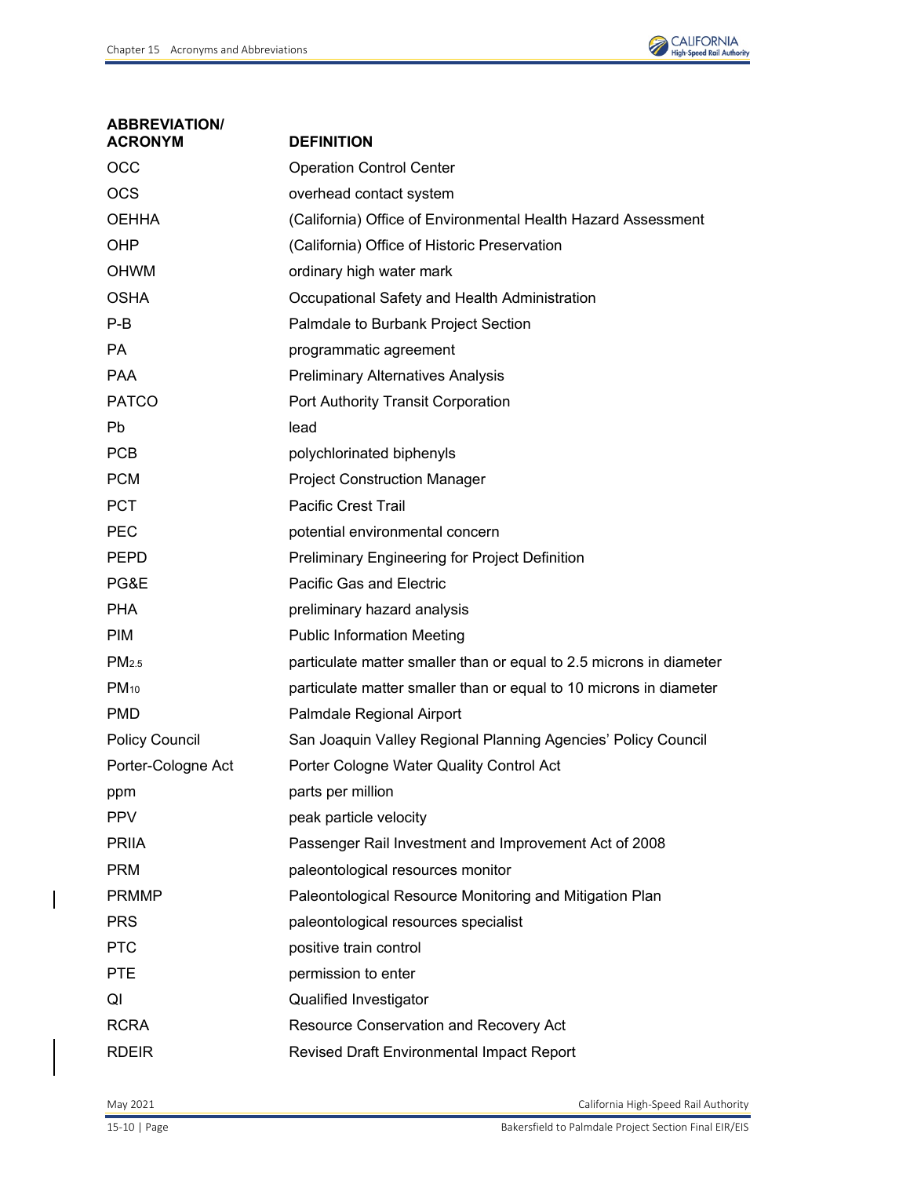| ABBREVIATION/ ACRONYM | DEFINITION |
|---|---|
| OCC | Operation Control Center |
| OCS | overhead contact system |
| OEHHA | (California) Office of Environmental Health Hazard Assessment |
| OHP | (California) Office of Historic Preservation |
| OHWM | ordinary high water mark |
| OSHA | Occupational Safety and Health Administration |
| P-B | Palmdale to Burbank Project Section |
| PA | programmatic agreement |
| PAA | Preliminary Alternatives Analysis |
| PATCO | Port Authority Transit Corporation |
| Pb | lead |
| PCB | polychlorinated biphenyls |
| PCM | Project Construction Manager |
| PCT | Pacific Crest Trail |
| PEC | potential environmental concern |
| PEPD | Preliminary Engineering for Project Definition |
| PG&E | Pacific Gas and Electric |
| PHA | preliminary hazard analysis |
| PIM | Public Information Meeting |
| $PM_{2.5}$ | particulate matter smaller than or equal to 2.5 microns in diameter |
| $PM_{10}$ | particulate matter smaller than or equal to 10 microns in diameter |
| PMD | Palmdale Regional Airport |
| Policy Council | San Joaquin Valley Regional Planning Agencies' Policy Council |
| Porter-Cologne Act | Porter Cologne Water Quality Control Act |
| ppm | parts per million |
| PPV | peak particle velocity |
| PRIIA | Passenger Rail Investment and Improvement Act of 2008 |
| PRM | paleontological resources monitor |
| PRMMP | Paleontological Resource Monitoring and Mitigation Plan |
| PRS | paleontological resources specialist |
| PTC | positive train control |
| PTE | permission to enter |
| QI | Qualified Investigator |
| RCRA | Resource Conservation and Recovery Act |
| RDEIR | Revised Draft Environmental Impact Report |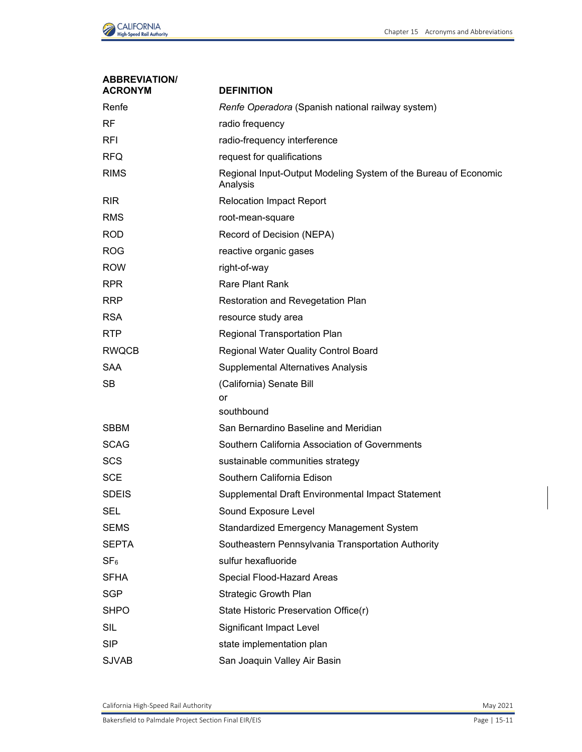| ABBREVIATION/ ACRONYM | DEFINITION |
|---|---|
| Renfe | *Renfe Operadora* (Spanish national railway system) |
| RF | radio frequency |
| RFI | radio-frequency interference |
| RFQ | request for qualifications |
| RIMS | Regional Input-Output Modeling System of the Bureau of Economic Analysis |
| RIR | Relocation Impact Report |
| RMS | root-mean-square |
| ROD | Record of Decision (NEPA) |
| ROG | reactive organic gases |
| ROW | right-of-way |
| RPR | Rare Plant Rank |
| RRP | Restoration and Revegetation Plan |
| RSA | resource study area |
| RTP | Regional Transportation Plan |
| RWQCB | Regional Water Quality Control Board |
| SAA | Supplemental Alternatives Analysis |
| SB | (California) Senate Bill<br>or<br>southbound |
| SBBM | San Bernardino Baseline and Meridian |
| SCAG | Southern California Association of Governments |
| SCS | sustainable communities strategy |
| SCE | Southern California Edison |
| SDEIS | Supplemental Draft Environmental Impact Statement |
| SEL | Sound Exposure Level |
| SEMS | Standardized Emergency Management System |
| SEPTA | Southeastern Pennsylvania Transportation Authority |
| $SF_6$ | sulfur hexafluoride |
| SFHA | Special Flood-Hazard Areas |
| SGP | Strategic Growth Plan |
| SHPO | State Historic Preservation Office(r) |
| SIL | Significant Impact Level |
| SIP | state implementation plan |
| SJVAB | San Joaquin Valley Air Basin |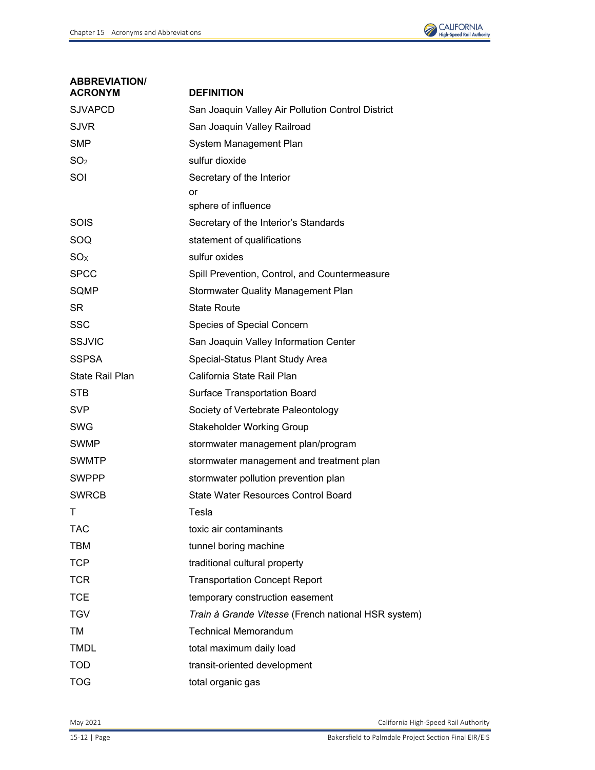| ABBREVIATION/ ACRONYM | DEFINITION |
|---|---|
| SJVAPCD | San Joaquin Valley Air Pollution Control District |
| SJVR | San Joaquin Valley Railroad |
| SMP | System Management Plan |
| $SO_2$ | sulfur dioxide |
| SOI | Secretary of the Interior<br>or<br>sphere of influence |
| SOIS | Secretary of the Interior's Standards |
| SOQ | statement of qualifications |
| $SO_X$ | sulfur oxides |
| SPCC | Spill Prevention, Control, and Countermeasure |
| SQMP | Stormwater Quality Management Plan |
| SR | State Route |
| SSC | Species of Special Concern |
| SSJVIC | San Joaquin Valley Information Center |
| SSPSA | Special-Status Plant Study Area |
| State Rail Plan | California State Rail Plan |
| STB | Surface Transportation Board |
| SVP | Society of Vertebrate Paleontology |
| SWG | Stakeholder Working Group |
| SWMP | stormwater management plan/program |
| SWMTP | stormwater management and treatment plan |
| SWPPP | stormwater pollution prevention plan |
| SWRCB | State Water Resources Control Board |
| T | Tesla |
| TAC | toxic air contaminants |
| TBM | tunnel boring machine |
| TCP | traditional cultural property |
| TCR | Transportation Concept Report |
| TCE | temporary construction easement |
| TGV | *Train à Grande Vitesse* (French national HSR system) |
| TM | Technical Memorandum |
| TMDL | total maximum daily load |
| TOD | transit-oriented development |
| TOG | total organic gas |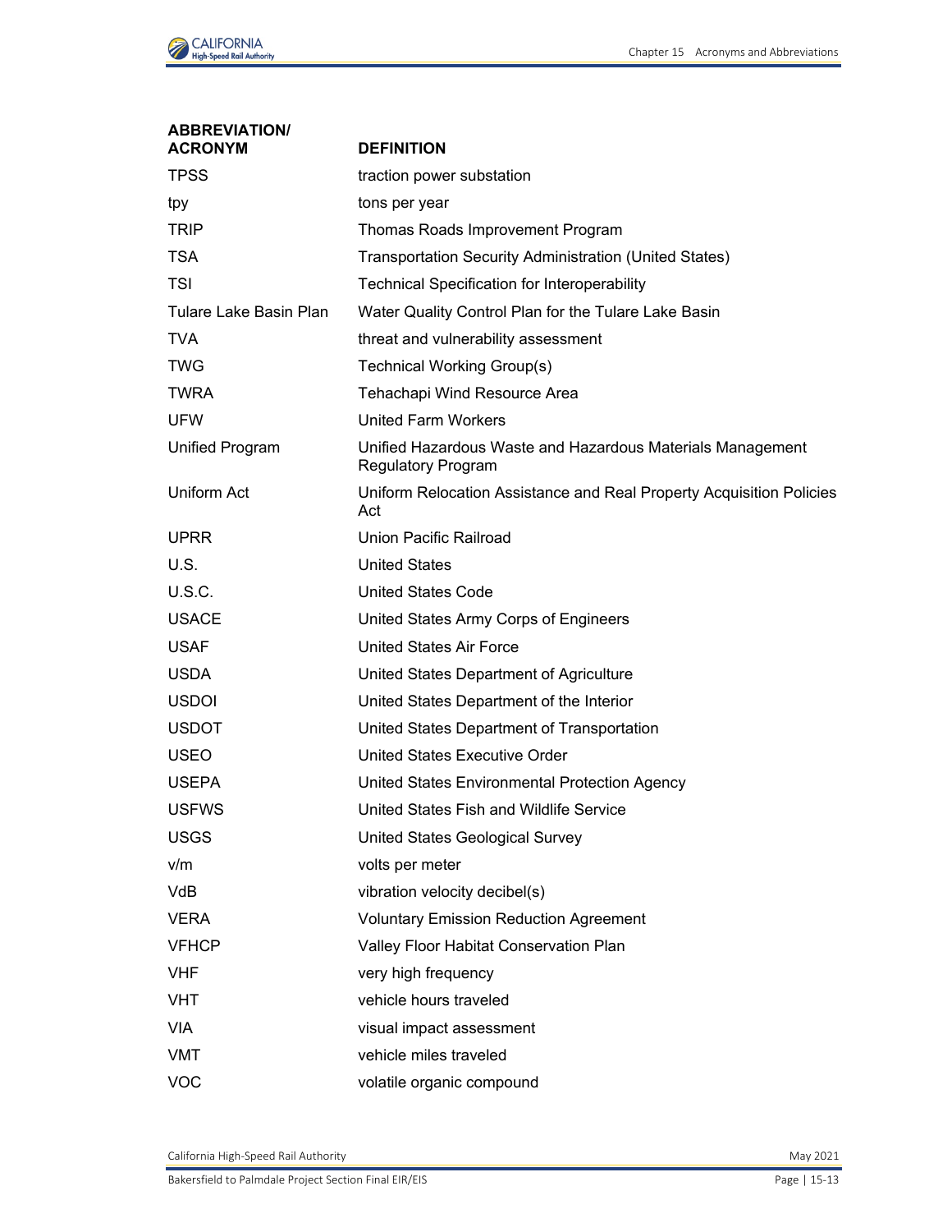| ABBREVIATION/ ACRONYM | DEFINITION |
|---|---|
| TPSS | traction power substation |
| tpy | tons per year |
| TRIP | Thomas Roads Improvement Program |
| TSA | Transportation Security Administration (United States) |
| TSI | Technical Specification for Interoperability |
| Tulare Lake Basin Plan | Water Quality Control Plan for the Tulare Lake Basin |
| TVA | threat and vulnerability assessment |
| TWG | Technical Working Group(s) |
| TWRA | Tehachapi Wind Resource Area |
| UFW | United Farm Workers |
| Unified Program | Unified Hazardous Waste and Hazardous Materials Management Regulatory Program |
| Uniform Act | Uniform Relocation Assistance and Real Property Acquisition Policies Act |
| UPRR | Union Pacific Railroad |
| U.S. | United States |
| U.S.C. | United States Code |
| USACE | United States Army Corps of Engineers |
| USAF | United States Air Force |
| USDA | United States Department of Agriculture |
| USDOI | United States Department of the Interior |
| USDOT | United States Department of Transportation |
| USEO | United States Executive Order |
| USEPA | United States Environmental Protection Agency |
| USFWS | United States Fish and Wildlife Service |
| USGS | United States Geological Survey |
| v/m | volts per meter |
| VdB | vibration velocity decibel(s) |
| VERA | Voluntary Emission Reduction Agreement |
| VFHCP | Valley Floor Habitat Conservation Plan |
| VHF | very high frequency |
| VHT | vehicle hours traveled |
| VIA | visual impact assessment |
| VMT | vehicle miles traveled |
| VOC | volatile organic compound |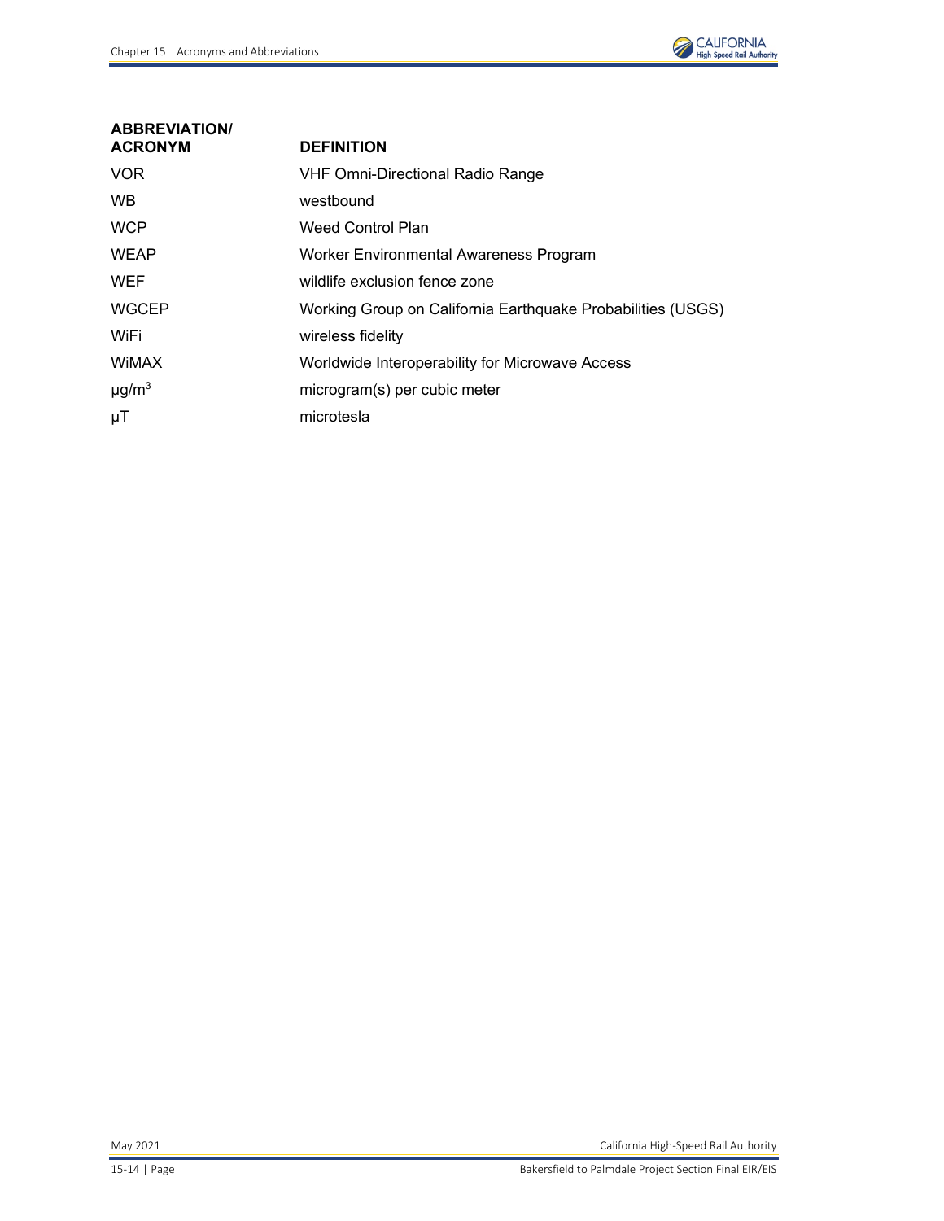| ABBREVIATION/ ACRONYM | DEFINITION |
|---|---|
| VOR | VHF Omni-Directional Radio Range |
| WB | westbound |
| WCP | Weed Control Plan |
| WEAP | Worker Environmental Awareness Program |
| WEF | wildlife exclusion fence zone |
| WGCEP | Working Group on California Earthquake Probabilities (USGS) |
| WiFi | wireless fidelity |
| WiMAX | Worldwide Interoperability for Microwave Access |
| $\mu g/m^3$ | microgram(s) per cubic meter |
| μT | microtesla |